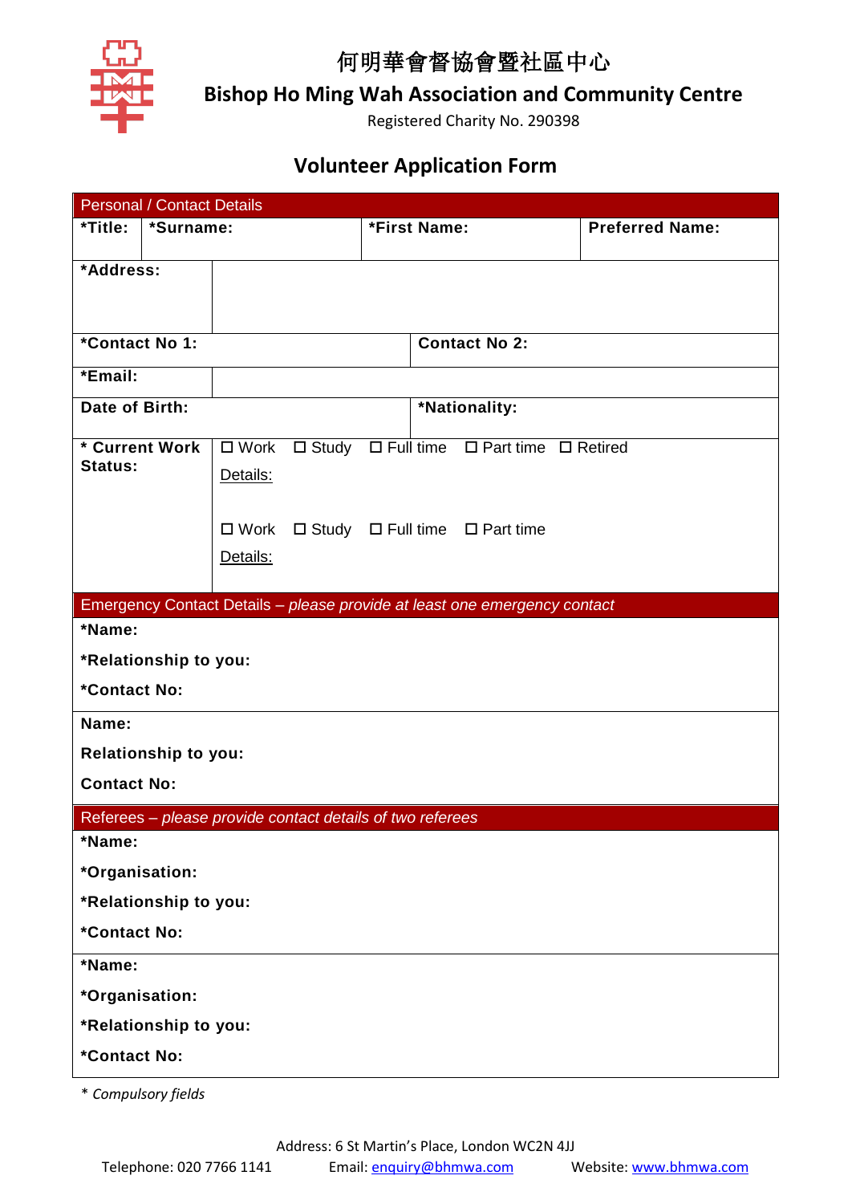# 何明華會督協會暨社區中心

## Bishop Ho Ming Wah Association and Community Centre

Registered Charity No. 290398

## Volunteer Application Form

| Personal / Contact Details | | | |
|---|---|---|---|
| **\*Title:** | **\*Surname:** | **\*First Name:** | **Preferred Name:** |
| **\*Address:** | | | |
| **\*Contact No 1:** | | **Contact No 2:** | |
| **\*Email:** | | | |
| **Date of Birth:** | | **\*Nationality:** | |
| **\* Current Work Status:** | ☐ Work ☐ Study ☐ Full time ☐ Part time ☐ Retired<br>Details:<br><br>☐ Work ☐ Study ☐ Full time ☐ Part time<br>Details: | | |

| Emergency Contact Details – *please provide at least one emergency contact* |
|---|
| **\*Name:**<br>**\*Relationship to you:**<br>**\*Contact No:** |
| **Name:**<br>**Relationship to you:**<br>**Contact No:** |

| Referees – *please provide contact details of two referees* |
|---|
| **\*Name:**<br>**\*Organisation:**<br>**\*Relationship to you:**<br>**\*Contact No:** |
| **\*Name:**<br>**\*Organisation:**<br>**\*Relationship to you:**<br>**\*Contact No:** |

*\* Compulsory fields*

Address: 6 St Martin's Place, London WC2N 4JJ

Telephone: 020 7766 1141 Email: enquiry@bhmwa.com Website: www.bhmwa.com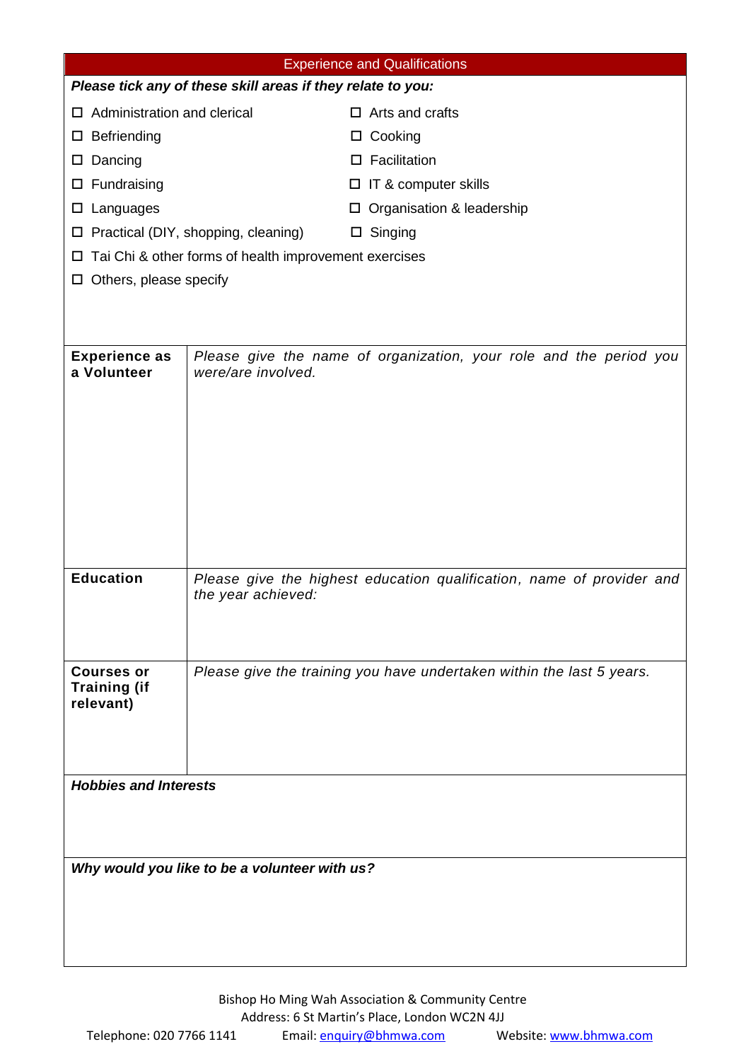## Experience and Qualifications

***Please tick any of these skill areas if they relate to you:***

- ☐ Administration and clerical
- ☐ Arts and crafts
- ☐ Befriending
- ☐ Cooking
- ☐ Dancing
- ☐ Facilitation
- ☐ Fundraising
- ☐ IT & computer skills
- ☐ Languages
- ☐ Organisation & leadership
- ☐ Practical (DIY, shopping, cleaning)
- ☐ Singing
- ☐ Tai Chi & other forms of health improvement exercises
- ☐ Others, please specify

| | |
|---|---|
| **Experience as a Volunteer** | *Please give the name of organization, your role and the period you were/are involved.* |
| **Education** | *Please give the highest education qualification, name of provider and the year achieved:* |
| **Courses or Training (if relevant)** | *Please give the training you have undertaken within the last 5 years.* |

***Hobbies and Interests***

***Why would you like to be a volunteer with us?***

Bishop Ho Ming Wah Association & Community Centre
Address: 6 St Martin's Place, London WC2N 4JJ
Telephone: 020 7766 1141 Email: enquiry@bhmwa.com Website: www.bhmwa.com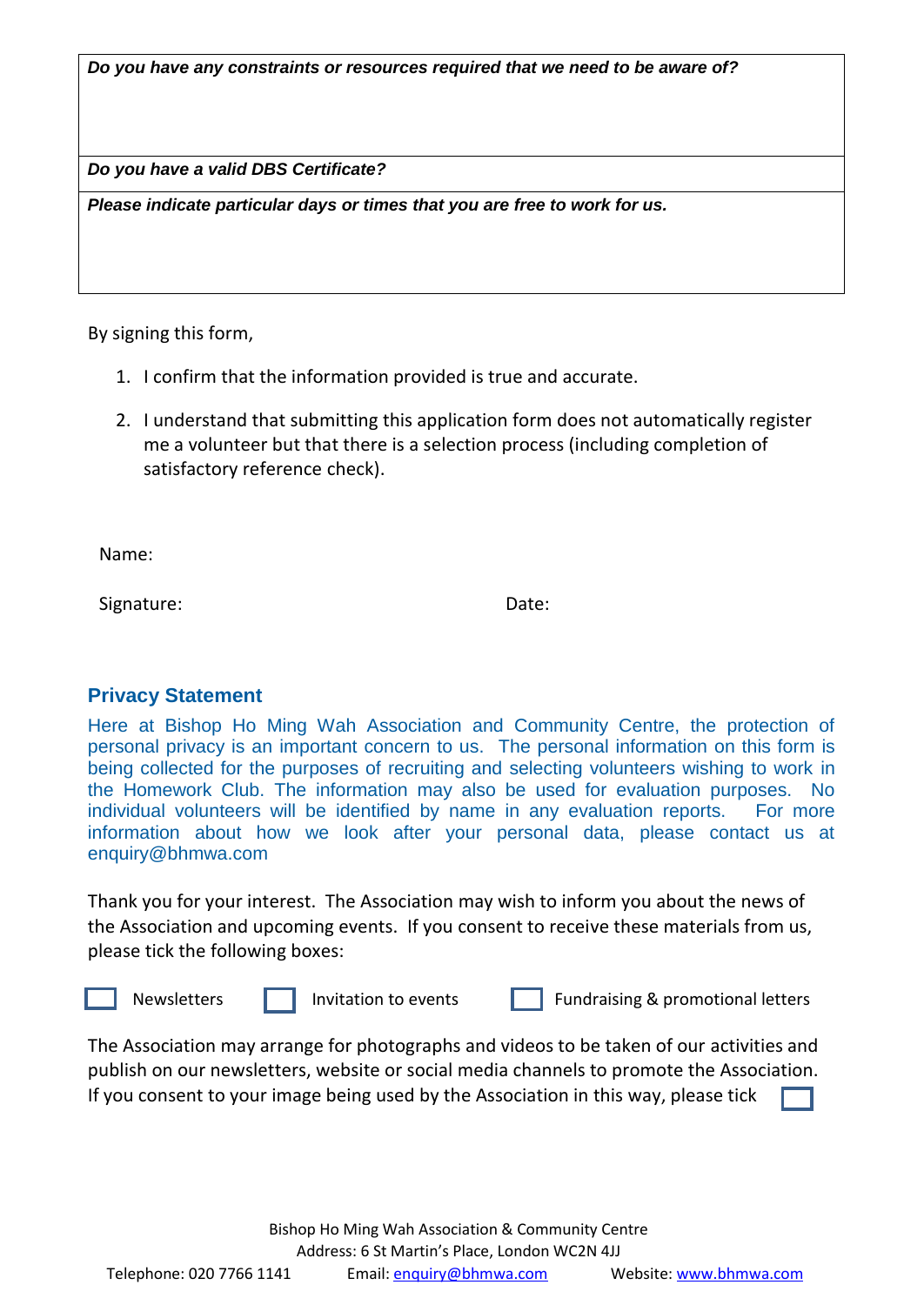| |
|---|
| ***Do you have any constraints or resources required that we need to be aware of?*** |
| ***Do you have a valid DBS Certificate?*** |
| ***Please indicate particular days or times that you are free to work for us.*** |

By signing this form,

1. I confirm that the information provided is true and accurate.
2. I understand that submitting this application form does not automatically register me a volunteer but that there is a selection process (including completion of satisfactory reference check).

Name:

Signature: Date:

## Privacy Statement

Here at Bishop Ho Ming Wah Association and Community Centre, the protection of personal privacy is an important concern to us. The personal information on this form is being collected for the purposes of recruiting and selecting volunteers wishing to work in the Homework Club. The information may also be used for evaluation purposes. No individual volunteers will be identified by name in any evaluation reports. For more information about how we look after your personal data, please contact us at enquiry@bhmwa.com

Thank you for your interest. The Association may wish to inform you about the news of the Association and upcoming events. If you consent to receive these materials from us, please tick the following boxes:

☐ Newsletters ☐ Invitation to events ☐ Fundraising & promotional letters

The Association may arrange for photographs and videos to be taken of our activities and publish on our newsletters, website or social media channels to promote the Association. If you consent to your image being used by the Association in this way, please tick ☐

Bishop Ho Ming Wah Association & Community Centre
Address: 6 St Martin's Place, London WC2N 4JJ
Telephone: 020 7766 1141 Email: enquiry@bhmwa.com Website: www.bhmwa.com